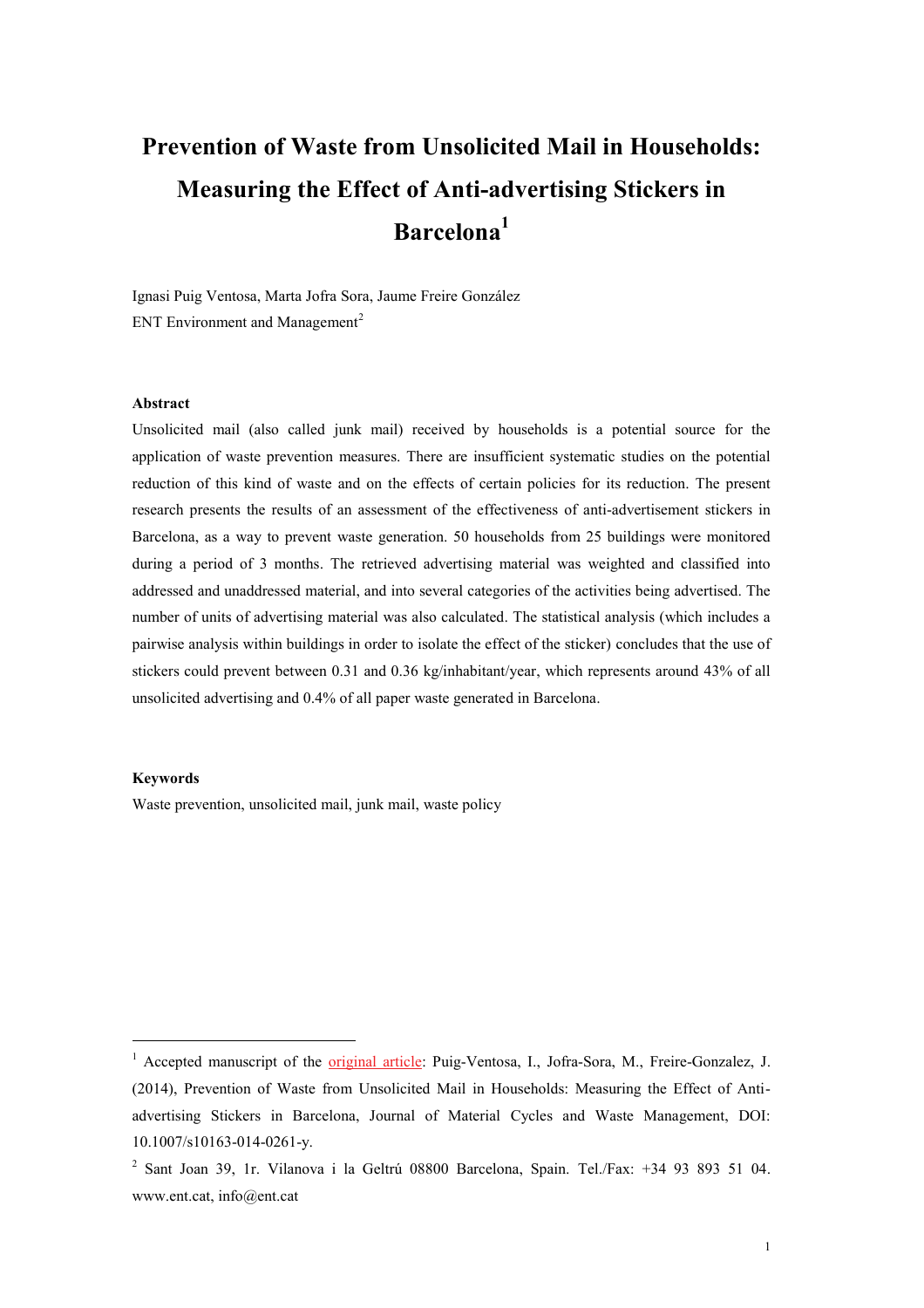# Prevention of Waste from Unsolicited Mail in Households: Measuring the Effect of Anti-advertising Stickers in Barcelona[1]

Ignasi Puig Ventosa, Marta Jofra Sora, Jaume Freire González

ENT Environment and Management[2]

### Abstract

Unsolicited mail (also called junk mail) received by households is a potential source for the application of waste prevention measures. There are insufficient systematic studies on the potential reduction of this kind of waste and on the effects of certain policies for its reduction. The present research presents the results of an assessment of the effectiveness of anti-advertisement stickers in Barcelona, as a way to prevent waste generation. 50 households from 25 buildings were monitored during a period of 3 months. The retrieved advertising material was weighted and classified into addressed and unaddressed material, and into several categories of the activities being advertised. The number of units of advertising material was also calculated. The statistical analysis (which includes a pairwise analysis within buildings in order to isolate the effect of the sticker) concludes that the use of stickers could prevent between 0.31 and 0.36 kg/inhabitant/year, which represents around 43% of all unsolicited advertising and 0.4% of all paper waste generated in Barcelona.

### Keywords

Waste prevention, unsolicited mail, junk mail, waste policy

---

[1] Accepted manuscript of the original article: Puig-Ventosa, I., Jofra-Sora, M., Freire-Gonzalez, J. (2014), Prevention of Waste from Unsolicited Mail in Households: Measuring the Effect of Anti-advertising Stickers in Barcelona, Journal of Material Cycles and Waste Management, DOI: 10.1007/s10163-014-0261-y.

[2] Sant Joan 39, 1r. Vilanova i la Geltrú 08800 Barcelona, Spain. Tel./Fax: +34 93 893 51 04. www.ent.cat, info@ent.cat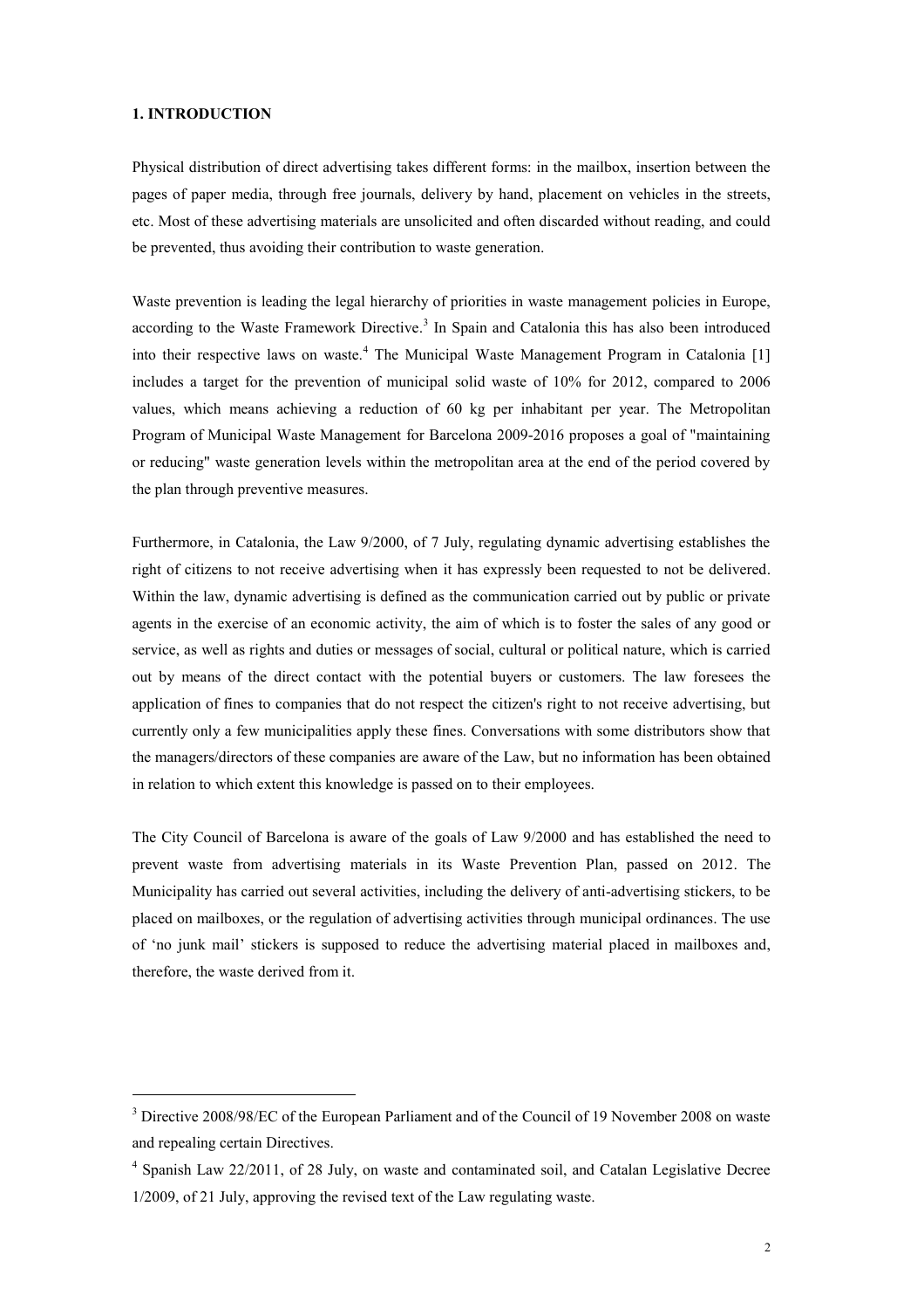## 1. INTRODUCTION

Physical distribution of direct advertising takes different forms: in the mailbox, insertion between the pages of paper media, through free journals, delivery by hand, placement on vehicles in the streets, etc. Most of these advertising materials are unsolicited and often discarded without reading, and could be prevented, thus avoiding their contribution to waste generation.

Waste prevention is leading the legal hierarchy of priorities in waste management policies in Europe, according to the Waste Framework Directive.[3] In Spain and Catalonia this has also been introduced into their respective laws on waste.[4] The Municipal Waste Management Program in Catalonia [1] includes a target for the prevention of municipal solid waste of 10% for 2012, compared to 2006 values, which means achieving a reduction of 60 kg per inhabitant per year. The Metropolitan Program of Municipal Waste Management for Barcelona 2009-2016 proposes a goal of "maintaining or reducing" waste generation levels within the metropolitan area at the end of the period covered by the plan through preventive measures.

Furthermore, in Catalonia, the Law 9/2000, of 7 July, regulating dynamic advertising establishes the right of citizens to not receive advertising when it has expressly been requested to not be delivered. Within the law, dynamic advertising is defined as the communication carried out by public or private agents in the exercise of an economic activity, the aim of which is to foster the sales of any good or service, as well as rights and duties or messages of social, cultural or political nature, which is carried out by means of the direct contact with the potential buyers or customers. The law foresees the application of fines to companies that do not respect the citizen's right to not receive advertising, but currently only a few municipalities apply these fines. Conversations with some distributors show that the managers/directors of these companies are aware of the Law, but no information has been obtained in relation to which extent this knowledge is passed on to their employees.

The City Council of Barcelona is aware of the goals of Law 9/2000 and has established the need to prevent waste from advertising materials in its Waste Prevention Plan, passed on 2012. The Municipality has carried out several activities, including the delivery of anti-advertising stickers, to be placed on mailboxes, or the regulation of advertising activities through municipal ordinances. The use of 'no junk mail' stickers is supposed to reduce the advertising material placed in mailboxes and, therefore, the waste derived from it.

---

[3] Directive 2008/98/EC of the European Parliament and of the Council of 19 November 2008 on waste and repealing certain Directives.

[4] Spanish Law 22/2011, of 28 July, on waste and contaminated soil, and Catalan Legislative Decree 1/2009, of 21 July, approving the revised text of the Law regulating waste.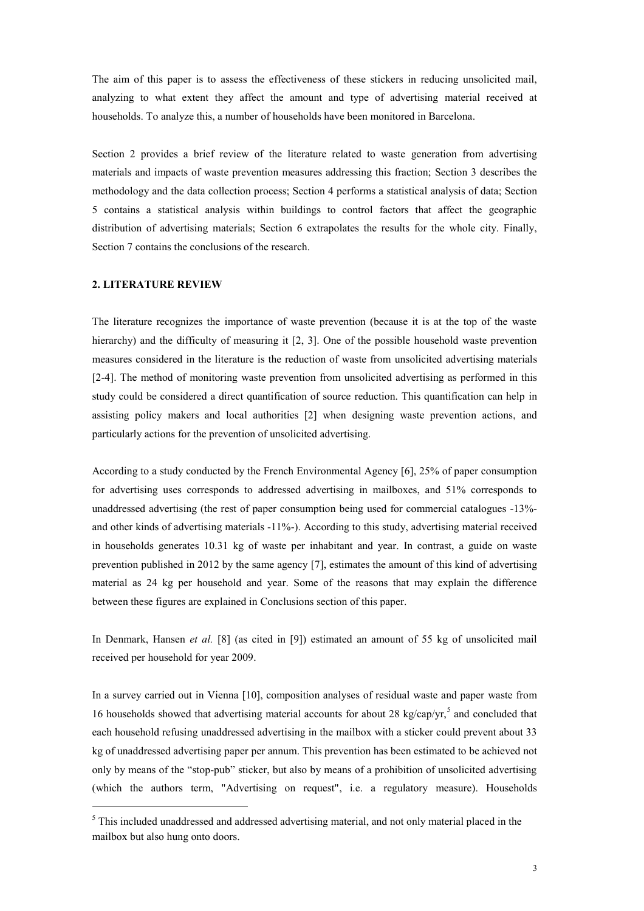The aim of this paper is to assess the effectiveness of these stickers in reducing unsolicited mail, analyzing to what extent they affect the amount and type of advertising material received at households. To analyze this, a number of households have been monitored in Barcelona.

Section 2 provides a brief review of the literature related to waste generation from advertising materials and impacts of waste prevention measures addressing this fraction; Section 3 describes the methodology and the data collection process; Section 4 performs a statistical analysis of data; Section 5 contains a statistical analysis within buildings to control factors that affect the geographic distribution of advertising materials; Section 6 extrapolates the results for the whole city. Finally, Section 7 contains the conclusions of the research.

## 2. LITERATURE REVIEW

The literature recognizes the importance of waste prevention (because it is at the top of the waste hierarchy) and the difficulty of measuring it [2, 3]. One of the possible household waste prevention measures considered in the literature is the reduction of waste from unsolicited advertising materials [2-4]. The method of monitoring waste prevention from unsolicited advertising as performed in this study could be considered a direct quantification of source reduction. This quantification can help in assisting policy makers and local authorities [2] when designing waste prevention actions, and particularly actions for the prevention of unsolicited advertising.

According to a study conducted by the French Environmental Agency [6], 25% of paper consumption for advertising uses corresponds to addressed advertising in mailboxes, and 51% corresponds to unaddressed advertising (the rest of paper consumption being used for commercial catalogues -13%- and other kinds of advertising materials -11%-). According to this study, advertising material received in households generates 10.31 kg of waste per inhabitant and year. In contrast, a guide on waste prevention published in 2012 by the same agency [7], estimates the amount of this kind of advertising material as 24 kg per household and year. Some of the reasons that may explain the difference between these figures are explained in Conclusions section of this paper.

In Denmark, Hansen *et al.* [8] (as cited in [9]) estimated an amount of 55 kg of unsolicited mail received per household for year 2009.

In a survey carried out in Vienna [10], composition analyses of residual waste and paper waste from 16 households showed that advertising material accounts for about 28 kg/cap/yr,[5] and concluded that each household refusing unaddressed advertising in the mailbox with a sticker could prevent about 33 kg of unaddressed advertising paper per annum. This prevention has been estimated to be achieved not only by means of the "stop-pub" sticker, but also by means of a prohibition of unsolicited advertising (which the authors term, "Advertising on request", i.e. a regulatory measure). Households

[5] This included unaddressed and addressed advertising material, and not only material placed in the mailbox but also hung onto doors.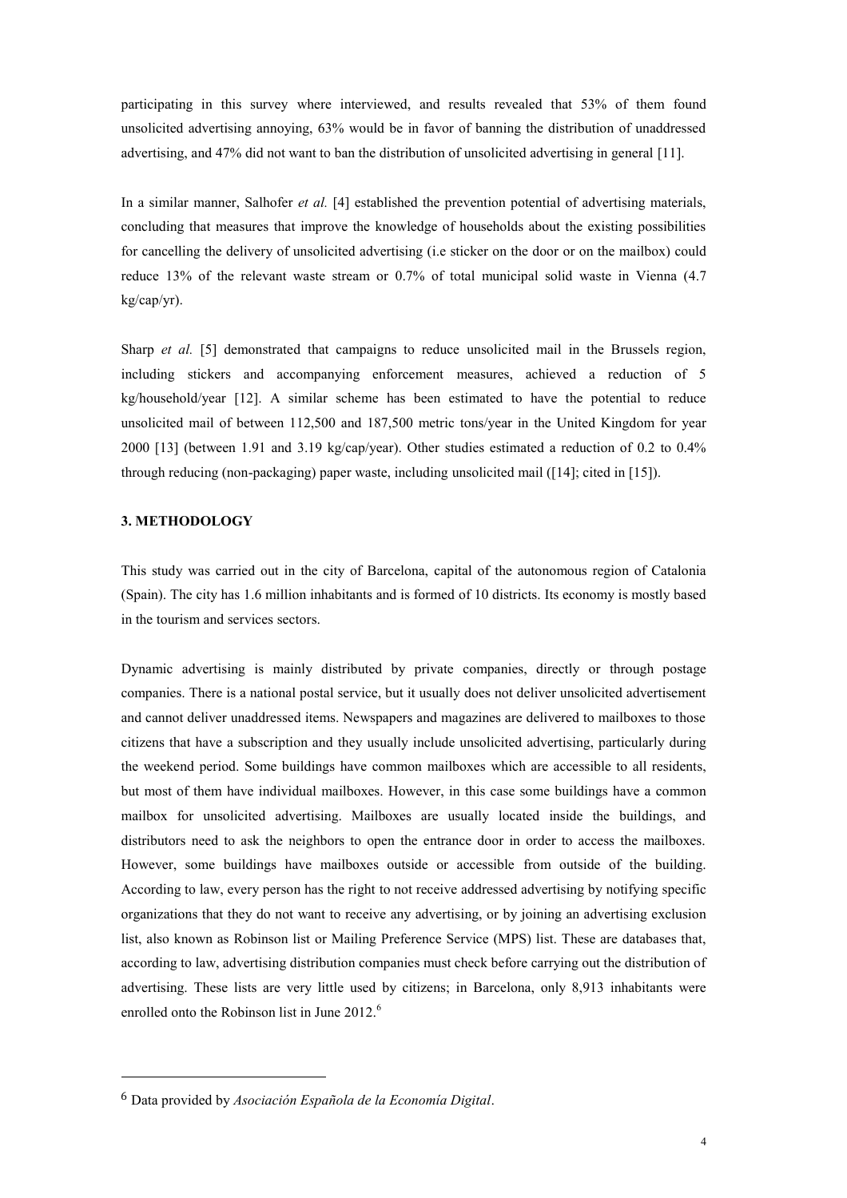participating in this survey where interviewed, and results revealed that 53% of them found unsolicited advertising annoying, 63% would be in favor of banning the distribution of unaddressed advertising, and 47% did not want to ban the distribution of unsolicited advertising in general [11].

In a similar manner, Salhofer *et al.* [4] established the prevention potential of advertising materials, concluding that measures that improve the knowledge of households about the existing possibilities for cancelling the delivery of unsolicited advertising (i.e sticker on the door or on the mailbox) could reduce 13% of the relevant waste stream or 0.7% of total municipal solid waste in Vienna (4.7 kg/cap/yr).

Sharp *et al.* [5] demonstrated that campaigns to reduce unsolicited mail in the Brussels region, including stickers and accompanying enforcement measures, achieved a reduction of 5 kg/household/year [12]. A similar scheme has been estimated to have the potential to reduce unsolicited mail of between 112,500 and 187,500 metric tons/year in the United Kingdom for year 2000 [13] (between 1.91 and 3.19 kg/cap/year). Other studies estimated a reduction of 0.2 to 0.4% through reducing (non-packaging) paper waste, including unsolicited mail ([14]; cited in [15]).

## 3. METHODOLOGY

This study was carried out in the city of Barcelona, capital of the autonomous region of Catalonia (Spain). The city has 1.6 million inhabitants and is formed of 10 districts. Its economy is mostly based in the tourism and services sectors.

Dynamic advertising is mainly distributed by private companies, directly or through postage companies. There is a national postal service, but it usually does not deliver unsolicited advertisement and cannot deliver unaddressed items. Newspapers and magazines are delivered to mailboxes to those citizens that have a subscription and they usually include unsolicited advertising, particularly during the weekend period. Some buildings have common mailboxes which are accessible to all residents, but most of them have individual mailboxes. However, in this case some buildings have a common mailbox for unsolicited advertising. Mailboxes are usually located inside the buildings, and distributors need to ask the neighbors to open the entrance door in order to access the mailboxes. However, some buildings have mailboxes outside or accessible from outside of the building. According to law, every person has the right to not receive addressed advertising by notifying specific organizations that they do not want to receive any advertising, or by joining an advertising exclusion list, also known as Robinson list or Mailing Preference Service (MPS) list. These are databases that, according to law, advertising distribution companies must check before carrying out the distribution of advertising. These lists are very little used by citizens; in Barcelona, only 8,913 inhabitants were enrolled onto the Robinson list in June 2012.[6]

[6] Data provided by *Asociación Española de la Economía Digital*.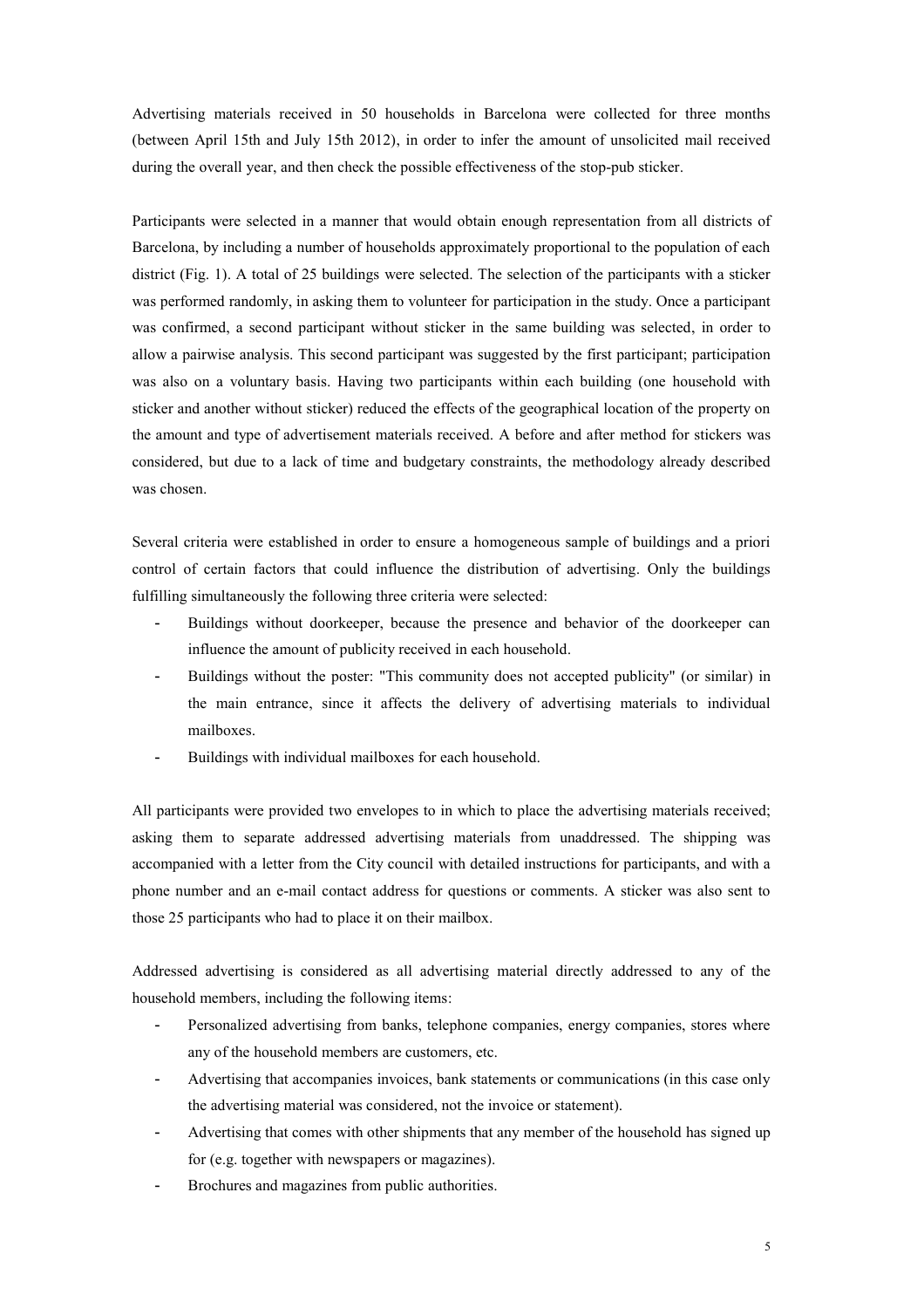Advertising materials received in 50 households in Barcelona were collected for three months (between April 15th and July 15th 2012), in order to infer the amount of unsolicited mail received during the overall year, and then check the possible effectiveness of the stop-pub sticker.

Participants were selected in a manner that would obtain enough representation from all districts of Barcelona, by including a number of households approximately proportional to the population of each district (Fig. 1). A total of 25 buildings were selected. The selection of the participants with a sticker was performed randomly, in asking them to volunteer for participation in the study. Once a participant was confirmed, a second participant without sticker in the same building was selected, in order to allow a pairwise analysis. This second participant was suggested by the first participant; participation was also on a voluntary basis. Having two participants within each building (one household with sticker and another without sticker) reduced the effects of the geographical location of the property on the amount and type of advertisement materials received. A before and after method for stickers was considered, but due to a lack of time and budgetary constraints, the methodology already described was chosen.

Several criteria were established in order to ensure a homogeneous sample of buildings and a priori control of certain factors that could influence the distribution of advertising. Only the buildings fulfilling simultaneously the following three criteria were selected:

- Buildings without doorkeeper, because the presence and behavior of the doorkeeper can influence the amount of publicity received in each household.
- Buildings without the poster: "This community does not accepted publicity" (or similar) in the main entrance, since it affects the delivery of advertising materials to individual mailboxes.
- Buildings with individual mailboxes for each household.

All participants were provided two envelopes to in which to place the advertising materials received; asking them to separate addressed advertising materials from unaddressed. The shipping was accompanied with a letter from the City council with detailed instructions for participants, and with a phone number and an e-mail contact address for questions or comments. A sticker was also sent to those 25 participants who had to place it on their mailbox.

Addressed advertising is considered as all advertising material directly addressed to any of the household members, including the following items:

- Personalized advertising from banks, telephone companies, energy companies, stores where any of the household members are customers, etc.
- Advertising that accompanies invoices, bank statements or communications (in this case only the advertising material was considered, not the invoice or statement).
- Advertising that comes with other shipments that any member of the household has signed up for (e.g. together with newspapers or magazines).
- Brochures and magazines from public authorities.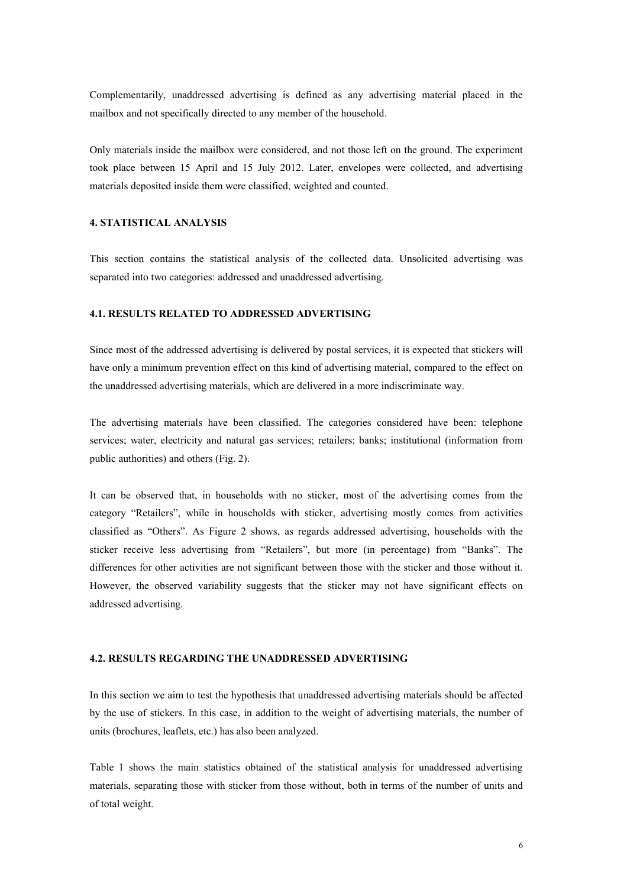Complementarily, unaddressed advertising is defined as any advertising material placed in the mailbox and not specifically directed to any member of the household.

Only materials inside the mailbox were considered, and not those left on the ground. The experiment took place between 15 April and 15 July 2012. Later, envelopes were collected, and advertising materials deposited inside them were classified, weighted and counted.

## 4. STATISTICAL ANALYSIS

This section contains the statistical analysis of the collected data. Unsolicited advertising was separated into two categories: addressed and unaddressed advertising.

### 4.1. RESULTS RELATED TO ADDRESSED ADVERTISING

Since most of the addressed advertising is delivered by postal services, it is expected that stickers will have only a minimum prevention effect on this kind of advertising material, compared to the effect on the unaddressed advertising materials, which are delivered in a more indiscriminate way.

The advertising materials have been classified. The categories considered have been: telephone services; water, electricity and natural gas services; retailers; banks; institutional (information from public authorities) and others (Fig. 2).

It can be observed that, in households with no sticker, most of the advertising comes from the category "Retailers", while in households with sticker, advertising mostly comes from activities classified as "Others". As Figure 2 shows, as regards addressed advertising, households with the sticker receive less advertising from "Retailers", but more (in percentage) from "Banks". The differences for other activities are not significant between those with the sticker and those without it. However, the observed variability suggests that the sticker may not have significant effects on addressed advertising.

### 4.2. RESULTS REGARDING THE UNADDRESSED ADVERTISING

In this section we aim to test the hypothesis that unaddressed advertising materials should be affected by the use of stickers. In this case, in addition to the weight of advertising materials, the number of units (brochures, leaflets, etc.) has also been analyzed.

Table 1 shows the main statistics obtained of the statistical analysis for unaddressed advertising materials, separating those with sticker from those without, both in terms of the number of units and of total weight.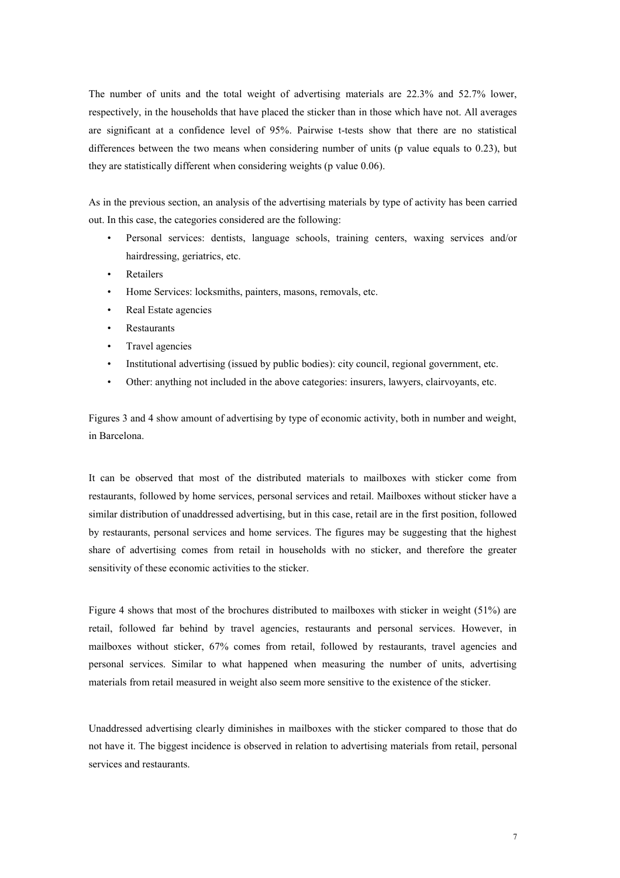The number of units and the total weight of advertising materials are 22.3% and 52.7% lower, respectively, in the households that have placed the sticker than in those which have not. All averages are significant at a confidence level of 95%. Pairwise t-tests show that there are no statistical differences between the two means when considering number of units (p value equals to 0.23), but they are statistically different when considering weights (p value 0.06).

As in the previous section, an analysis of the advertising materials by type of activity has been carried out. In this case, the categories considered are the following:

- Personal services: dentists, language schools, training centers, waxing services and/or hairdressing, geriatrics, etc.
- Retailers
- Home Services: locksmiths, painters, masons, removals, etc.
- Real Estate agencies
- Restaurants
- Travel agencies
- Institutional advertising (issued by public bodies): city council, regional government, etc.
- Other: anything not included in the above categories: insurers, lawyers, clairvoyants, etc.

Figures 3 and 4 show amount of advertising by type of economic activity, both in number and weight, in Barcelona.

It can be observed that most of the distributed materials to mailboxes with sticker come from restaurants, followed by home services, personal services and retail. Mailboxes without sticker have a similar distribution of unaddressed advertising, but in this case, retail are in the first position, followed by restaurants, personal services and home services. The figures may be suggesting that the highest share of advertising comes from retail in households with no sticker, and therefore the greater sensitivity of these economic activities to the sticker.

Figure 4 shows that most of the brochures distributed to mailboxes with sticker in weight (51%) are retail, followed far behind by travel agencies, restaurants and personal services. However, in mailboxes without sticker, 67% comes from retail, followed by restaurants, travel agencies and personal services. Similar to what happened when measuring the number of units, advertising materials from retail measured in weight also seem more sensitive to the existence of the sticker.

Unaddressed advertising clearly diminishes in mailboxes with the sticker compared to those that do not have it. The biggest incidence is observed in relation to advertising materials from retail, personal services and restaurants.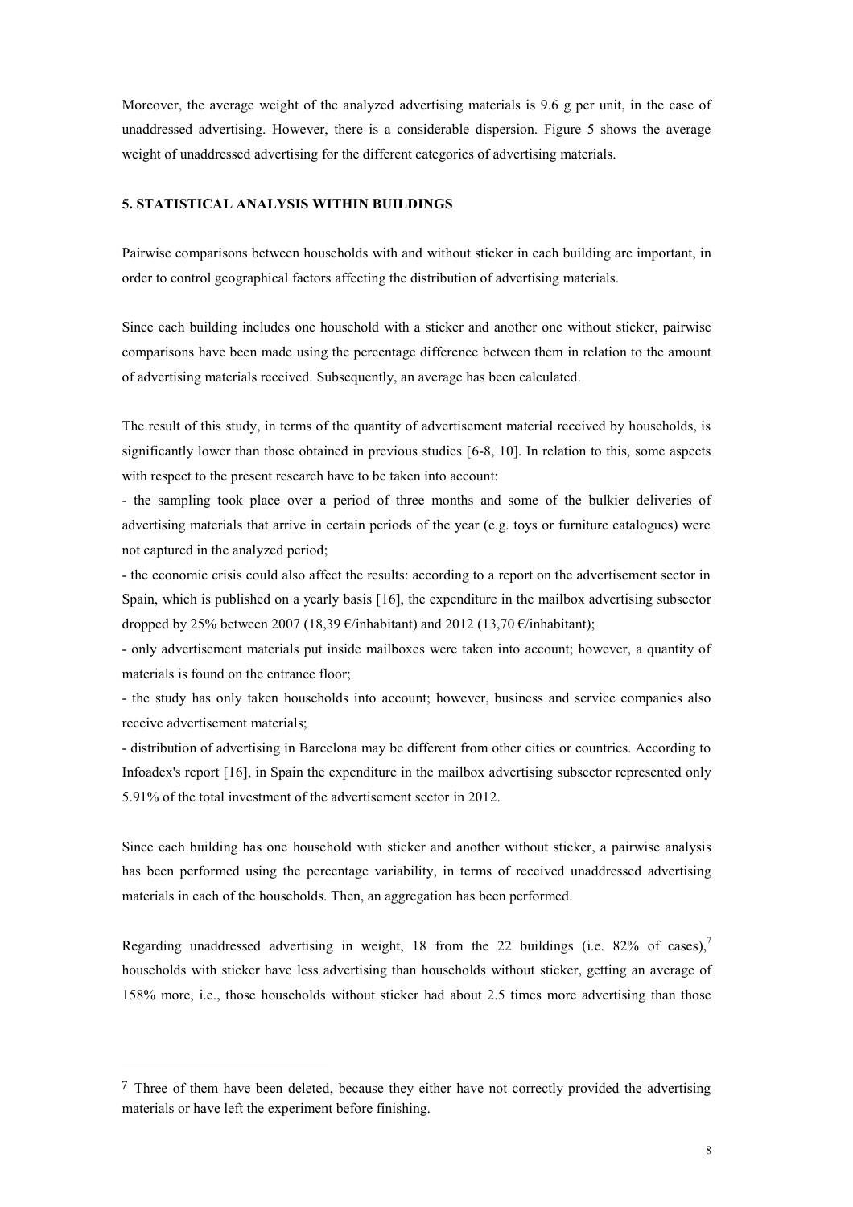Moreover, the average weight of the analyzed advertising materials is 9.6 g per unit, in the case of unaddressed advertising. However, there is a considerable dispersion. Figure 5 shows the average weight of unaddressed advertising for the different categories of advertising materials.

## 5. STATISTICAL ANALYSIS WITHIN BUILDINGS

Pairwise comparisons between households with and without sticker in each building are important, in order to control geographical factors affecting the distribution of advertising materials.

Since each building includes one household with a sticker and another one without sticker, pairwise comparisons have been made using the percentage difference between them in relation to the amount of advertising materials received. Subsequently, an average has been calculated.

The result of this study, in terms of the quantity of advertisement material received by households, is significantly lower than those obtained in previous studies [6-8, 10]. In relation to this, some aspects with respect to the present research have to be taken into account:

- the sampling took place over a period of three months and some of the bulkier deliveries of advertising materials that arrive in certain periods of the year (e.g. toys or furniture catalogues) were not captured in the analyzed period;
- the economic crisis could also affect the results: according to a report on the advertisement sector in Spain, which is published on a yearly basis [16], the expenditure in the mailbox advertising subsector dropped by 25% between 2007 (18,39 €/inhabitant) and 2012 (13,70 €/inhabitant);
- only advertisement materials put inside mailboxes were taken into account; however, a quantity of materials is found on the entrance floor;
- the study has only taken households into account; however, business and service companies also receive advertisement materials;
- distribution of advertising in Barcelona may be different from other cities or countries. According to Infoadex's report [16], in Spain the expenditure in the mailbox advertising subsector represented only 5.91% of the total investment of the advertisement sector in 2012.

Since each building has one household with sticker and another without sticker, a pairwise analysis has been performed using the percentage variability, in terms of received unaddressed advertising materials in each of the households. Then, an aggregation has been performed.

Regarding unaddressed advertising in weight, 18 from the 22 buildings (i.e. 82% of cases),[7] households with sticker have less advertising than households without sticker, getting an average of 158% more, i.e., those households without sticker had about 2.5 times more advertising than those

---

[7] Three of them have been deleted, because they either have not correctly provided the advertising materials or have left the experiment before finishing.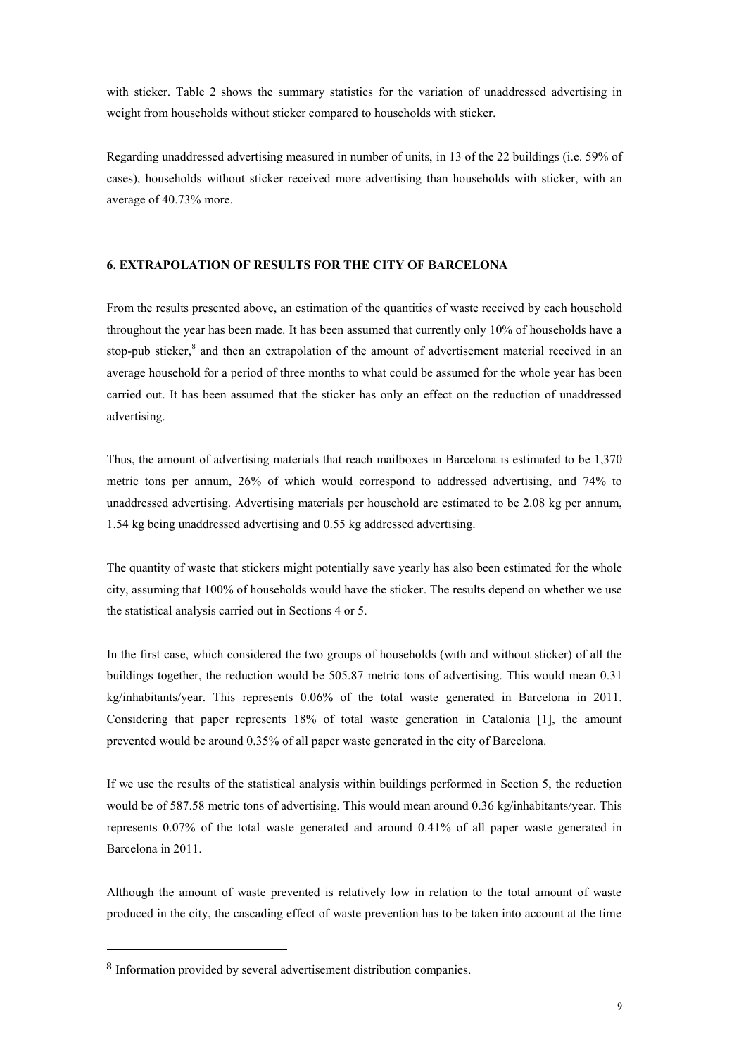with sticker. Table 2 shows the summary statistics for the variation of unaddressed advertising in weight from households without sticker compared to households with sticker.

Regarding unaddressed advertising measured in number of units, in 13 of the 22 buildings (i.e. 59% of cases), households without sticker received more advertising than households with sticker, with an average of 40.73% more.

## 6. EXTRAPOLATION OF RESULTS FOR THE CITY OF BARCELONA

From the results presented above, an estimation of the quantities of waste received by each household throughout the year has been made. It has been assumed that currently only 10% of households have a stop-pub sticker,[8] and then an extrapolation of the amount of advertisement material received in an average household for a period of three months to what could be assumed for the whole year has been carried out. It has been assumed that the sticker has only an effect on the reduction of unaddressed advertising.

Thus, the amount of advertising materials that reach mailboxes in Barcelona is estimated to be 1,370 metric tons per annum, 26% of which would correspond to addressed advertising, and 74% to unaddressed advertising. Advertising materials per household are estimated to be 2.08 kg per annum, 1.54 kg being unaddressed advertising and 0.55 kg addressed advertising.

The quantity of waste that stickers might potentially save yearly has also been estimated for the whole city, assuming that 100% of households would have the sticker. The results depend on whether we use the statistical analysis carried out in Sections 4 or 5.

In the first case, which considered the two groups of households (with and without sticker) of all the buildings together, the reduction would be 505.87 metric tons of advertising. This would mean 0.31 kg/inhabitants/year. This represents 0.06% of the total waste generated in Barcelona in 2011. Considering that paper represents 18% of total waste generation in Catalonia [1], the amount prevented would be around 0.35% of all paper waste generated in the city of Barcelona.

If we use the results of the statistical analysis within buildings performed in Section 5, the reduction would be of 587.58 metric tons of advertising. This would mean around 0.36 kg/inhabitants/year. This represents 0.07% of the total waste generated and around 0.41% of all paper waste generated in Barcelona in 2011.

Although the amount of waste prevented is relatively low in relation to the total amount of waste produced in the city, the cascading effect of waste prevention has to be taken into account at the time

---

[8] Information provided by several advertisement distribution companies.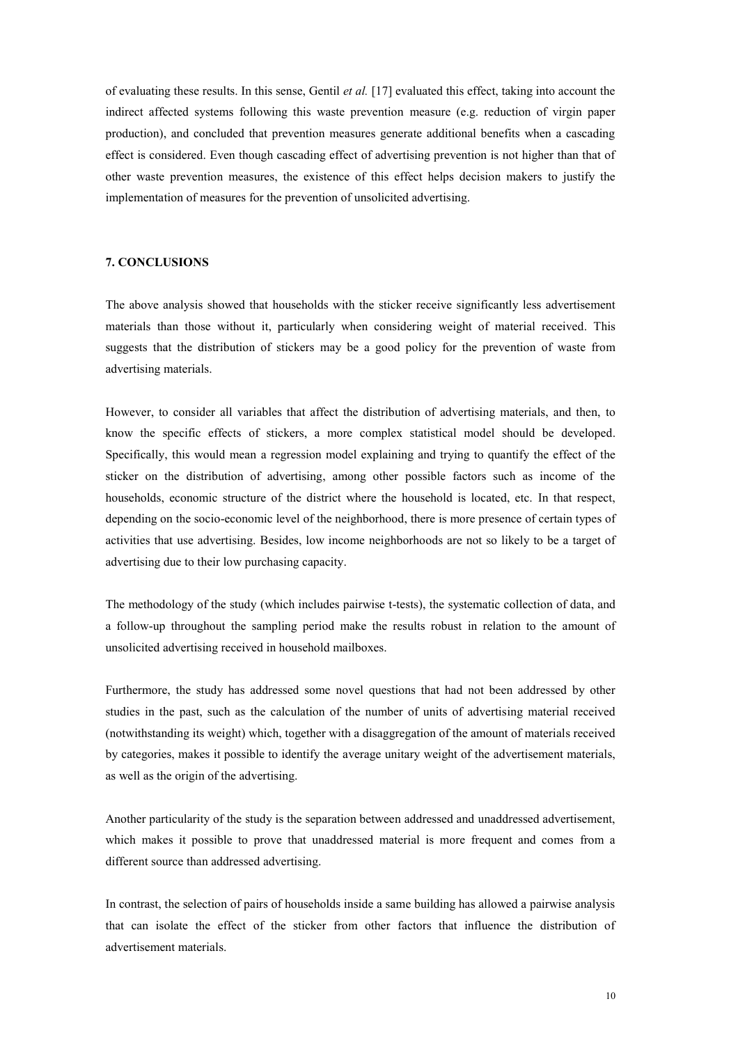of evaluating these results. In this sense, Gentil *et al.* [17] evaluated this effect, taking into account the indirect affected systems following this waste prevention measure (e.g. reduction of virgin paper production), and concluded that prevention measures generate additional benefits when a cascading effect is considered. Even though cascading effect of advertising prevention is not higher than that of other waste prevention measures, the existence of this effect helps decision makers to justify the implementation of measures for the prevention of unsolicited advertising.

## 7. CONCLUSIONS

The above analysis showed that households with the sticker receive significantly less advertisement materials than those without it, particularly when considering weight of material received. This suggests that the distribution of stickers may be a good policy for the prevention of waste from advertising materials.

However, to consider all variables that affect the distribution of advertising materials, and then, to know the specific effects of stickers, a more complex statistical model should be developed. Specifically, this would mean a regression model explaining and trying to quantify the effect of the sticker on the distribution of advertising, among other possible factors such as income of the households, economic structure of the district where the household is located, etc. In that respect, depending on the socio-economic level of the neighborhood, there is more presence of certain types of activities that use advertising. Besides, low income neighborhoods are not so likely to be a target of advertising due to their low purchasing capacity.

The methodology of the study (which includes pairwise t-tests), the systematic collection of data, and a follow-up throughout the sampling period make the results robust in relation to the amount of unsolicited advertising received in household mailboxes.

Furthermore, the study has addressed some novel questions that had not been addressed by other studies in the past, such as the calculation of the number of units of advertising material received (notwithstanding its weight) which, together with a disaggregation of the amount of materials received by categories, makes it possible to identify the average unitary weight of the advertisement materials, as well as the origin of the advertising.

Another particularity of the study is the separation between addressed and unaddressed advertisement, which makes it possible to prove that unaddressed material is more frequent and comes from a different source than addressed advertising.

In contrast, the selection of pairs of households inside a same building has allowed a pairwise analysis that can isolate the effect of the sticker from other factors that influence the distribution of advertisement materials.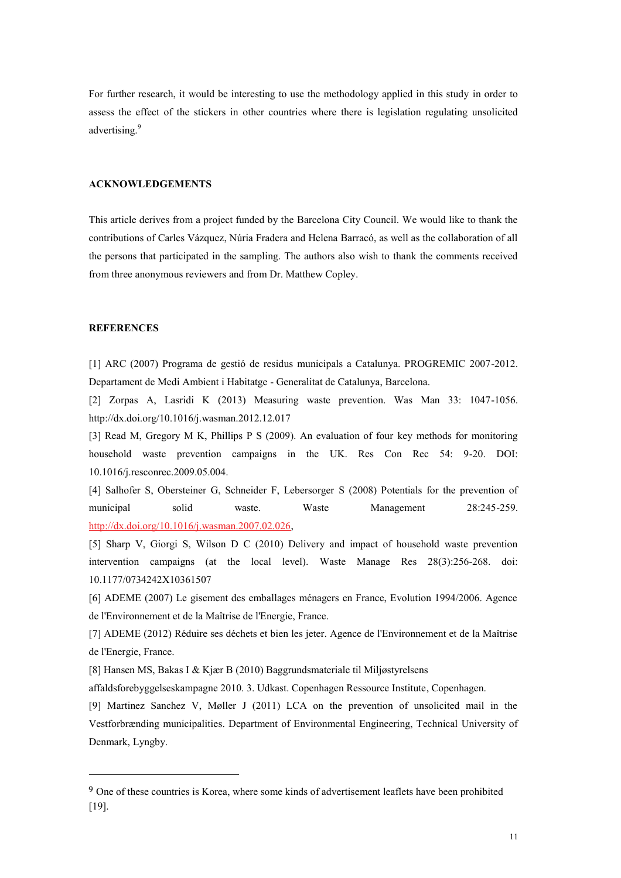For further research, it would be interesting to use the methodology applied in this study in order to assess the effect of the stickers in other countries where there is legislation regulating unsolicited advertising.[9]

## ACKNOWLEDGEMENTS

This article derives from a project funded by the Barcelona City Council. We would like to thank the contributions of Carles Vázquez, Núria Fradera and Helena Barracó, as well as the collaboration of all the persons that participated in the sampling. The authors also wish to thank the comments received from three anonymous reviewers and from Dr. Matthew Copley.

## REFERENCES

[1] ARC (2007) Programa de gestió de residus municipals a Catalunya. PROGREMIC 2007-2012. Departament de Medi Ambient i Habitatge - Generalitat de Catalunya, Barcelona.

[2] Zorpas A, Lasridi K (2013) Measuring waste prevention. Was Man 33: 1047-1056. http://dx.doi.org/10.1016/j.wasman.2012.12.017

[3] Read M, Gregory M K, Phillips P S (2009). An evaluation of four key methods for monitoring household waste prevention campaigns in the UK. Res Con Rec 54: 9-20. DOI: 10.1016/j.resconrec.2009.05.004.

[4] Salhofer S, Obersteiner G, Schneider F, Lebersorger S (2008) Potentials for the prevention of municipal solid waste. Waste Management 28:245-259. http://dx.doi.org/10.1016/j.wasman.2007.02.026,

[5] Sharp V, Giorgi S, Wilson D C (2010) Delivery and impact of household waste prevention intervention campaigns (at the local level). Waste Manage Res 28(3):256-268. doi: 10.1177/0734242X10361507

[6] ADEME (2007) Le gisement des emballages ménagers en France, Evolution 1994/2006. Agence de l'Environnement et de la Maîtrise de l'Energie, France.

[7] ADEME (2012) Réduire ses déchets et bien les jeter. Agence de l'Environnement et de la Maîtrise de l'Energie, France.

[8] Hansen MS, Bakas I & Kjær B (2010) Baggrundsmateriale til Miljøstyrelsens affaldsforebyggelseskampagne 2010. 3. Udkast. Copenhagen Ressource Institute, Copenhagen.

[9] Martinez Sanchez V, Møller J (2011) LCA on the prevention of unsolicited mail in the Vestforbrænding municipalities. Department of Environmental Engineering, Technical University of Denmark, Lyngby.

---

[9] One of these countries is Korea, where some kinds of advertisement leaflets have been prohibited [19].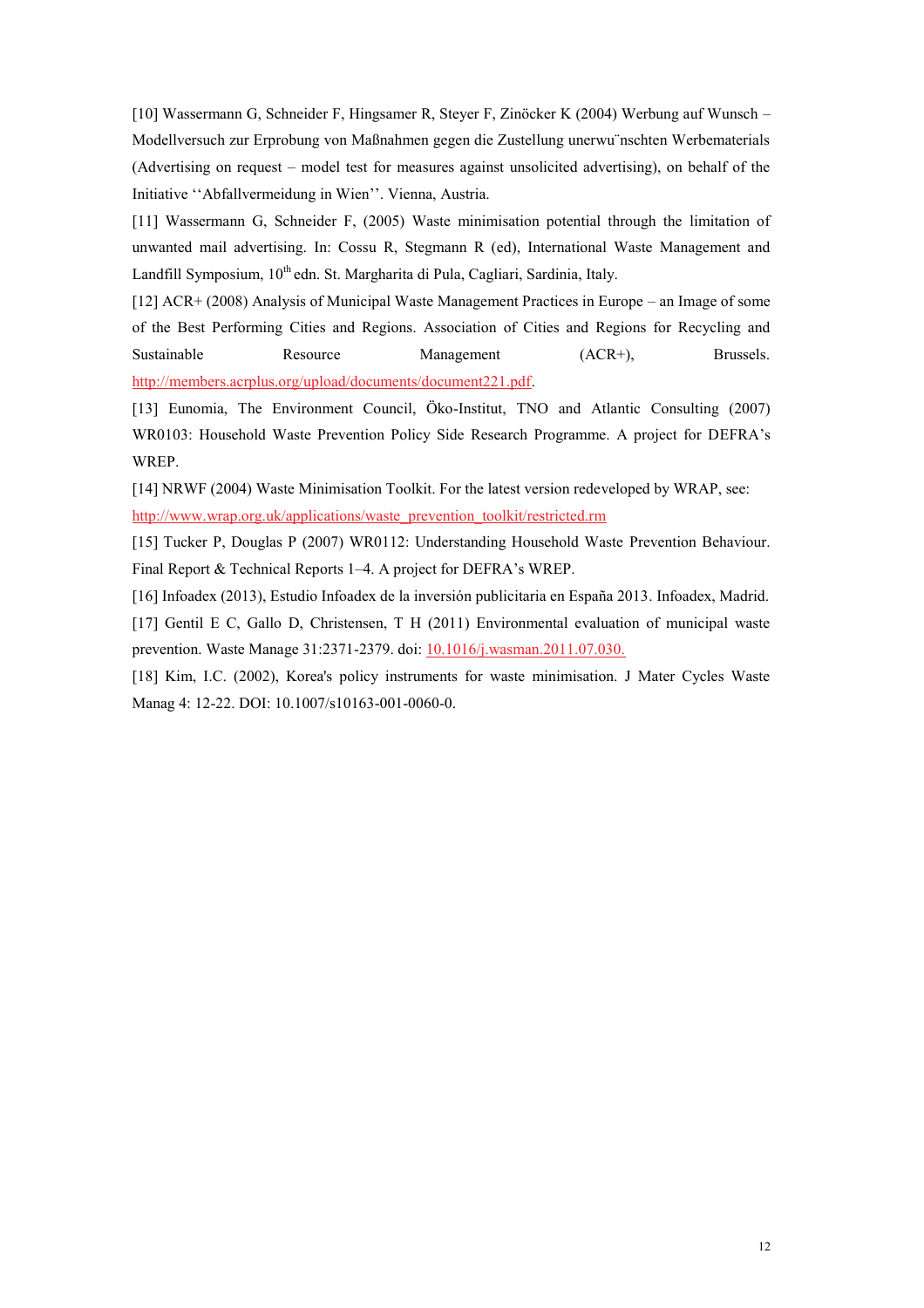[10] Wassermann G, Schneider F, Hingsamer R, Steyer F, Zinöcker K (2004) Werbung auf Wunsch – Modellversuch zur Erprobung von Maßnahmen gegen die Zustellung unerwu¨nschten Werbematerials (Advertising on request – model test for measures against unsolicited advertising), on behalf of the Initiative ''Abfallvermeidung in Wien''. Vienna, Austria.

[11] Wassermann G, Schneider F, (2005) Waste minimisation potential through the limitation of unwanted mail advertising. In: Cossu R, Stegmann R (ed), International Waste Management and Landfill Symposium, 10th edn. St. Margharita di Pula, Cagliari, Sardinia, Italy.

[12] ACR+ (2008) Analysis of Municipal Waste Management Practices in Europe – an Image of some of the Best Performing Cities and Regions. Association of Cities and Regions for Recycling and Sustainable Resource Management (ACR+), Brussels. http://members.acrplus.org/upload/documents/document221.pdf.

[13] Eunomia, The Environment Council, Öko-Institut, TNO and Atlantic Consulting (2007) WR0103: Household Waste Prevention Policy Side Research Programme. A project for DEFRA's WREP.

[14] NRWF (2004) Waste Minimisation Toolkit. For the latest version redeveloped by WRAP, see: http://www.wrap.org.uk/applications/waste_prevention_toolkit/restricted.rm

[15] Tucker P, Douglas P (2007) WR0112: Understanding Household Waste Prevention Behaviour. Final Report & Technical Reports 1–4. A project for DEFRA's WREP.

[16] Infoadex (2013), Estudio Infoadex de la inversión publicitaria en España 2013. Infoadex, Madrid.

[17] Gentil E C, Gallo D, Christensen, T H (2011) Environmental evaluation of municipal waste prevention. Waste Manage 31:2371-2379. doi: 10.1016/j.wasman.2011.07.030.

[18] Kim, I.C. (2002), Korea's policy instruments for waste minimisation. J Mater Cycles Waste Manag 4: 12-22. DOI: 10.1007/s10163-001-0060-0.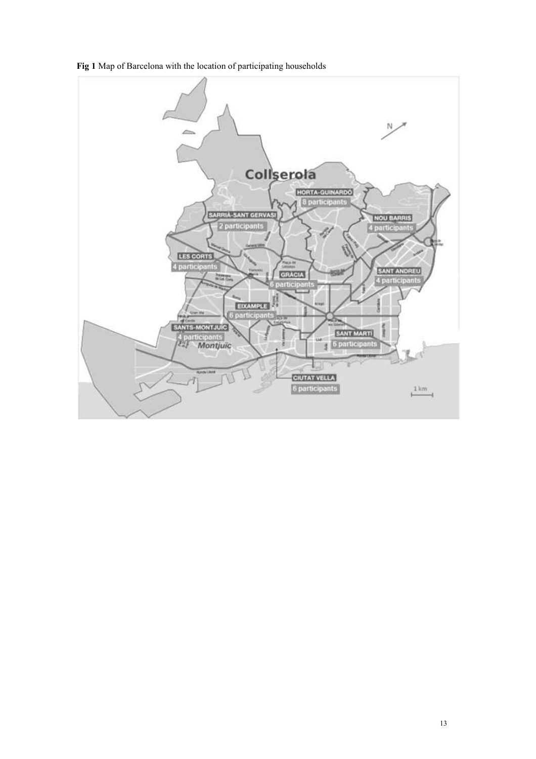**Fig 1** Map of Barcelona with the location of participating households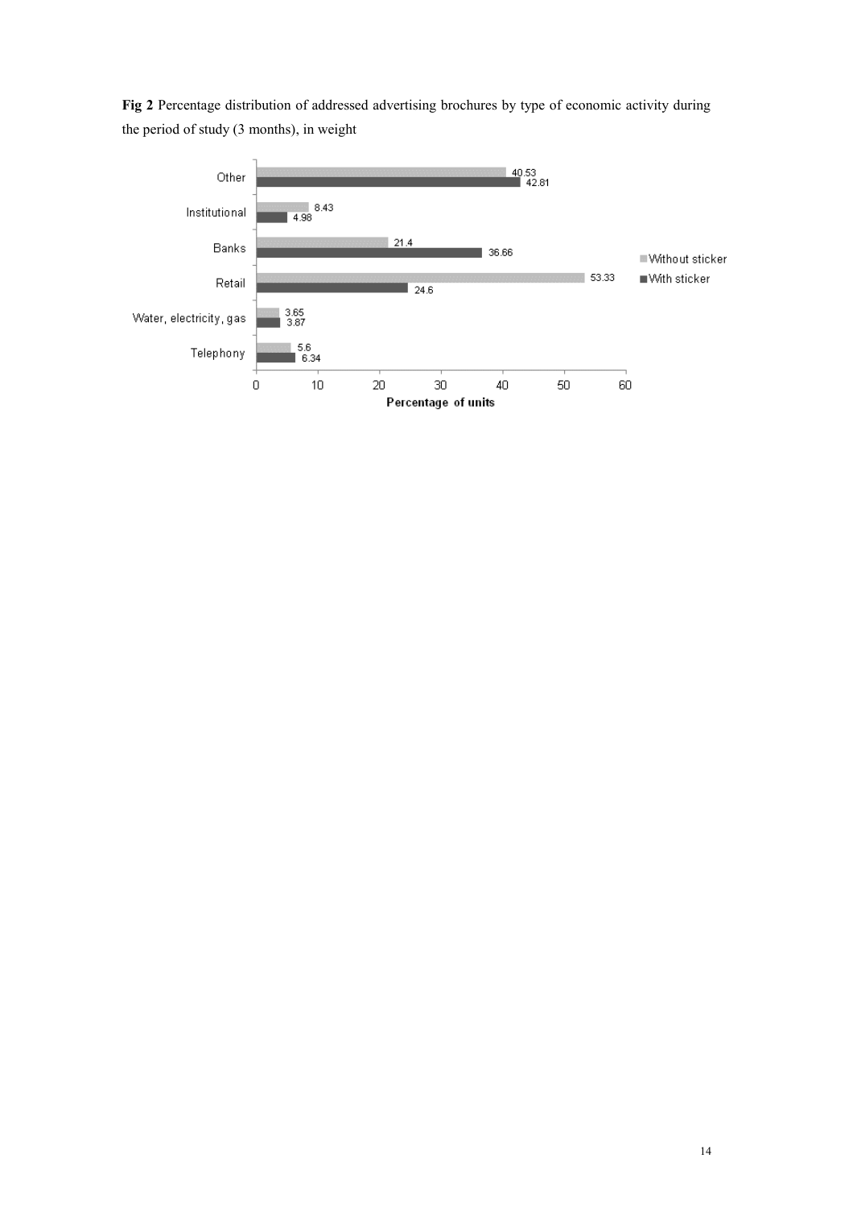**Fig 2** Percentage distribution of addressed advertising brochures by type of economic activity during the period of study (3 months), in weight

| Type of economic activity | Without sticker | With sticker |
|---|---|---|
| Other | 40.53 | 42.81 |
| Institutional | 8.43 | 4.98 |
| Banks | 21.4 | 36.66 |
| Retail | 53.33 | 24.6 |
| Water, electricity, gas | 3.65 | 3.87 |
| Telephony | 5.6 | 6.34 |

Percentage of units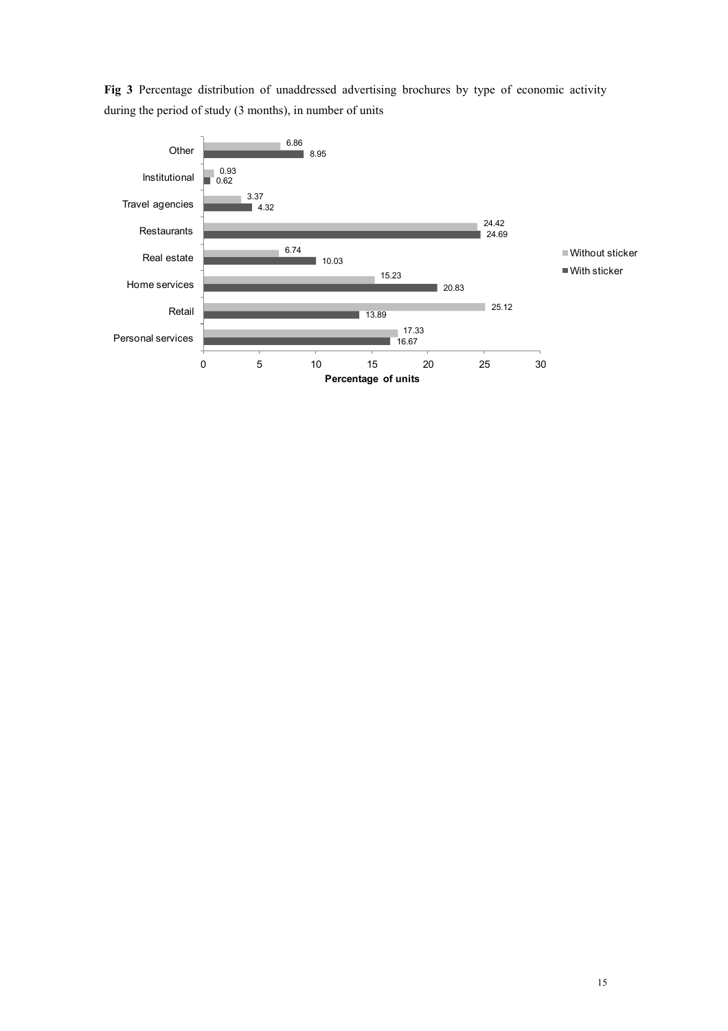**Fig 3** Percentage distribution of unaddressed advertising brochures by type of economic activity during the period of study (3 months), in number of units

| Type of economic activity | Without sticker | With sticker |
| --- | --- | --- |
| Other | 6.86 | 8.95 |
| Institutional | 0.93 | 0.62 |
| Travel agencies | 3.37 | 4.32 |
| Restaurants | 24.42 | 24.69 |
| Real estate | 6.74 | 10.03 |
| Home services | 15.23 | 20.83 |
| Retail | 25.12 | 13.89 |
| Personal services | 17.33 | 16.67 |

Percentage of units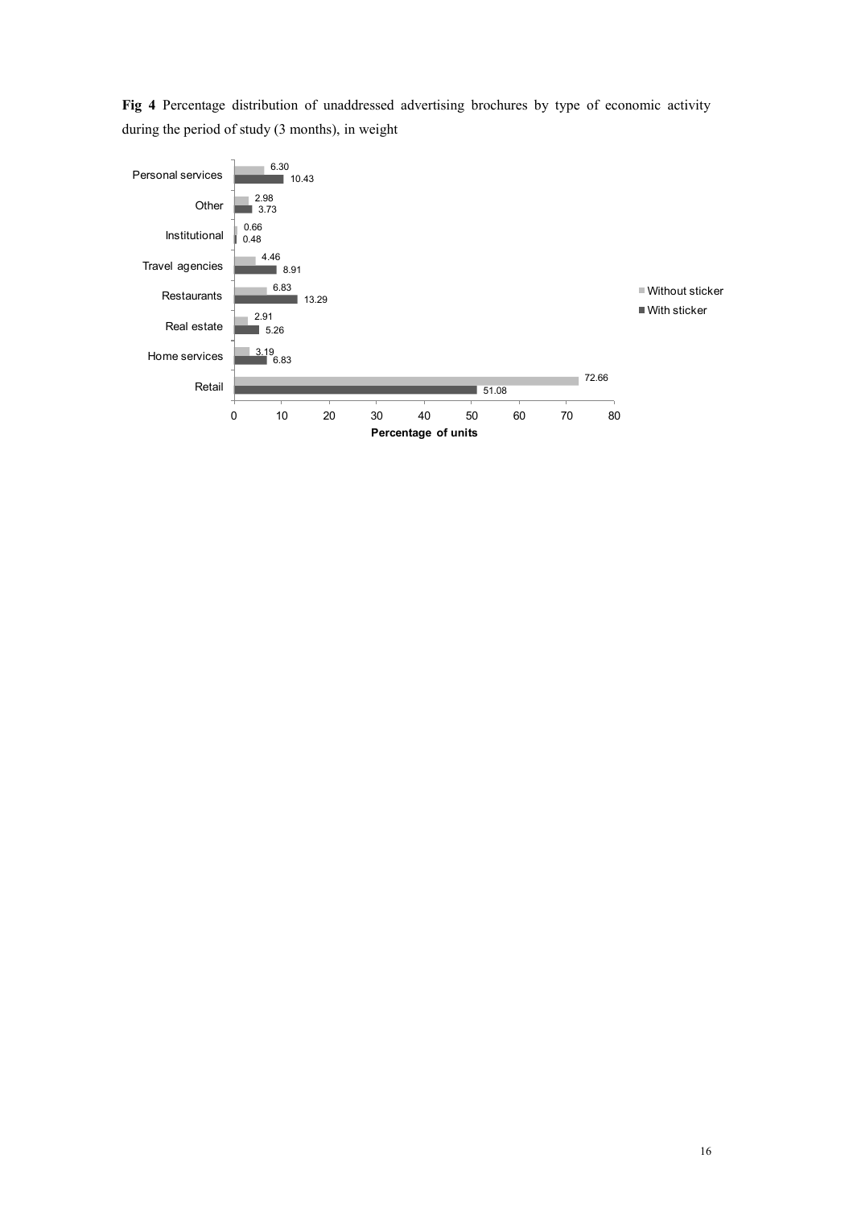**Fig 4** Percentage distribution of unaddressed advertising brochures by type of economic activity during the period of study (3 months), in weight

| Type of economic activity | Without sticker | With sticker |
|---|---|---|
| Personal services | 6.30 | 10.43 |
| Other | 2.98 | 3.73 |
| Institutional | 0.66 | 0.48 |
| Travel agencies | 4.46 | 8.91 |
| Restaurants | 6.83 | 13.29 |
| Real estate | 2.91 | 5.26 |
| Home services | 3.19 | 6.83 |
| Retail | 72.66 | 51.08 |

Percentage of units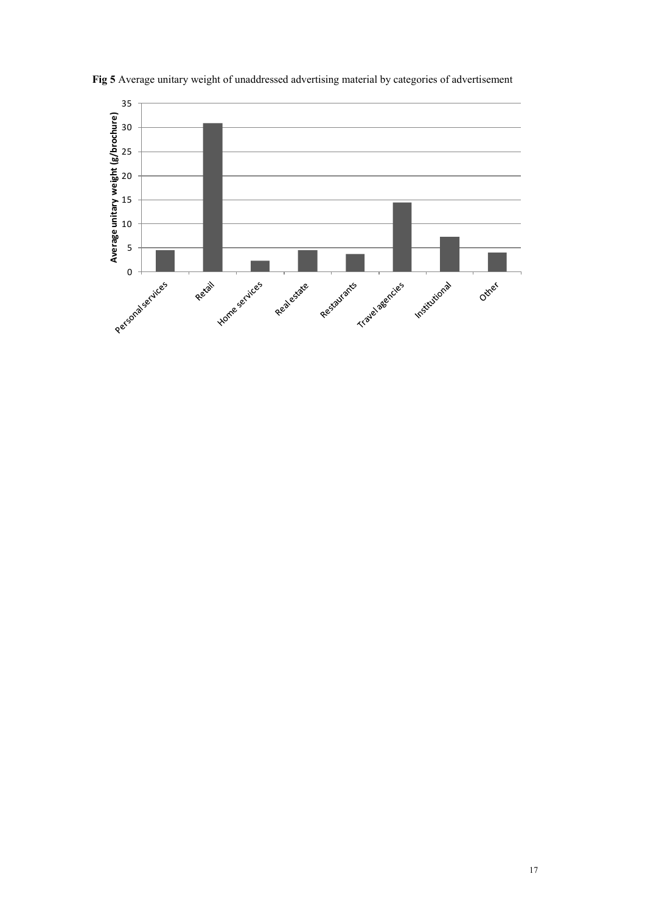**Fig 5** Average unitary weight of unaddressed advertising material by categories of advertisement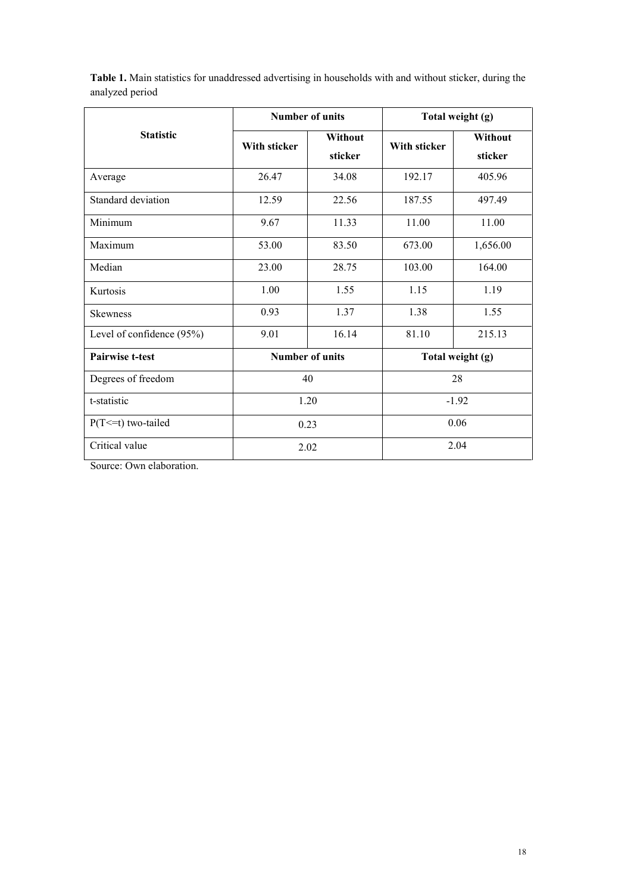**Table 1.** Main statistics for unaddressed advertising in households with and without sticker, during the analyzed period

| Statistic | Number of units | | Total weight (g) | |
|---|---|---|---|---|
| | With sticker | Without sticker | With sticker | Without sticker |
| Average | 26.47 | 34.08 | 192.17 | 405.96 |
| Standard deviation | 12.59 | 22.56 | 187.55 | 497.49 |
| Minimum | 9.67 | 11.33 | 11.00 | 11.00 |
| Maximum | 53.00 | 83.50 | 673.00 | 1,656.00 |
| Median | 23.00 | 28.75 | 103.00 | 164.00 |
| Kurtosis | 1.00 | 1.55 | 1.15 | 1.19 |
| Skewness | 0.93 | 1.37 | 1.38 | 1.55 |
| Level of confidence (95%) | 9.01 | 16.14 | 81.10 | 215.13 |
| **Pairwise t-test** | **Number of units** | | **Total weight (g)** | |
| Degrees of freedom | 40 | | 28 | |
| t-statistic | 1.20 | | -1.92 | |
| P(T<=t) two-tailed | 0.23 | | 0.06 | |
| Critical value | 2.02 | | 2.04 | |

Source: Own elaboration.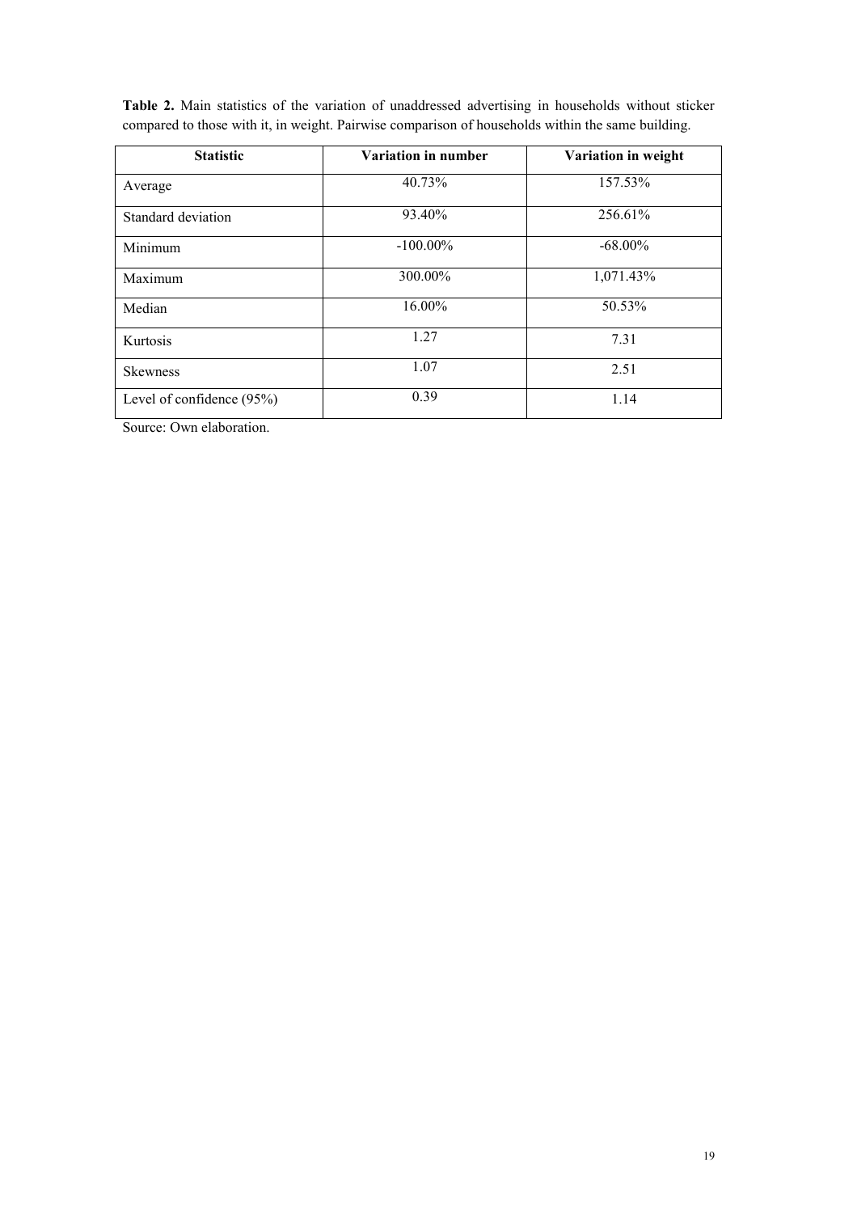**Table 2.** Main statistics of the variation of unaddressed advertising in households without sticker compared to those with it, in weight. Pairwise comparison of households within the same building.

| Statistic | Variation in number | Variation in weight |
|---|---|---|
| Average | 40.73% | 157.53% |
| Standard deviation | 93.40% | 256.61% |
| Minimum | -100.00% | -68.00% |
| Maximum | 300.00% | 1,071.43% |
| Median | 16.00% | 50.53% |
| Kurtosis | 1.27 | 7.31 |
| Skewness | 1.07 | 2.51 |
| Level of confidence (95%) | 0.39 | 1.14 |

Source: Own elaboration.